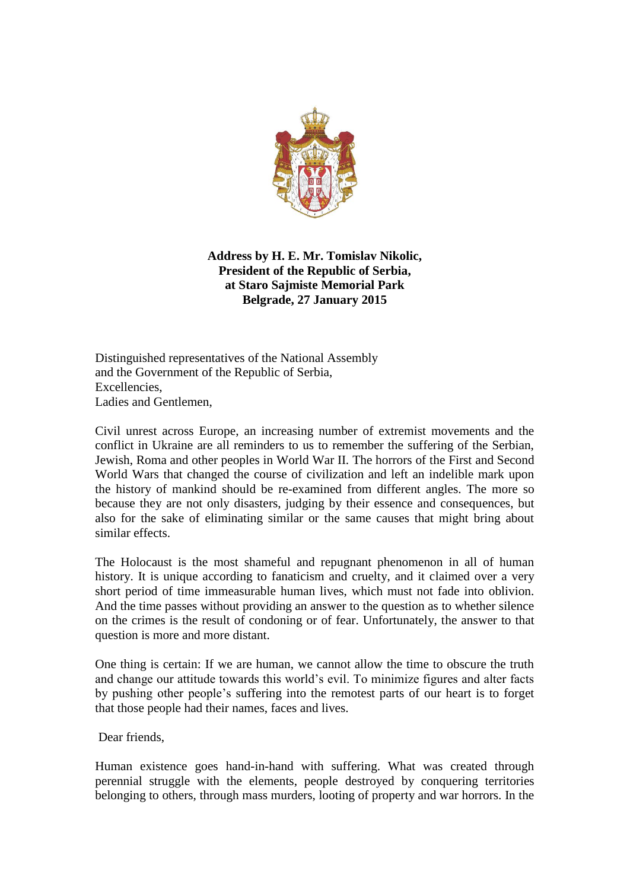**Address by H. E. Mr. Tomislav Nikolic,**
**President of the Republic of Serbia,**
**at Staro Sajmiste Memorial Park**
**Belgrade, 27 January 2015**

Distinguished representatives of the National Assembly
and the Government of the Republic of Serbia,
Excellencies,
Ladies and Gentlemen,

Civil unrest across Europe, an increasing number of extremist movements and the conflict in Ukraine are all reminders to us to remember the suffering of the Serbian, Jewish, Roma and other peoples in World War II. The horrors of the First and Second World Wars that changed the course of civilization and left an indelible mark upon the history of mankind should be re-examined from different angles. The more so because they are not only disasters, judging by their essence and consequences, but also for the sake of eliminating similar or the same causes that might bring about similar effects.

The Holocaust is the most shameful and repugnant phenomenon in all of human history. It is unique according to fanaticism and cruelty, and it claimed over a very short period of time immeasurable human lives, which must not fade into oblivion. And the time passes without providing an answer to the question as to whether silence on the crimes is the result of condoning or of fear. Unfortunately, the answer to that question is more and more distant.

One thing is certain: If we are human, we cannot allow the time to obscure the truth and change our attitude towards this world's evil. To minimize figures and alter facts by pushing other people's suffering into the remotest parts of our heart is to forget that those people had their names, faces and lives.

Dear friends,

Human existence goes hand-in-hand with suffering. What was created through perennial struggle with the elements, people destroyed by conquering territories belonging to others, through mass murders, looting of property and war horrors. In the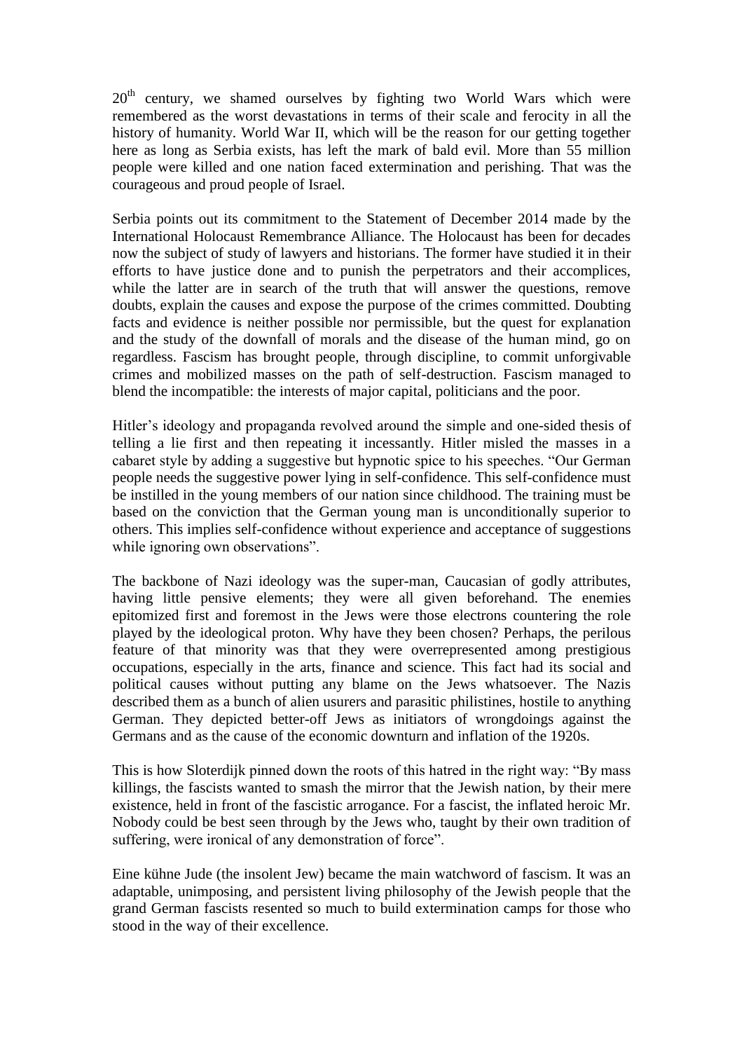20th century, we shamed ourselves by fighting two World Wars which were remembered as the worst devastations in terms of their scale and ferocity in all the history of humanity. World War II, which will be the reason for our getting together here as long as Serbia exists, has left the mark of bald evil. More than 55 million people were killed and one nation faced extermination and perishing. That was the courageous and proud people of Israel.

Serbia points out its commitment to the Statement of December 2014 made by the International Holocaust Remembrance Alliance. The Holocaust has been for decades now the subject of study of lawyers and historians. The former have studied it in their efforts to have justice done and to punish the perpetrators and their accomplices, while the latter are in search of the truth that will answer the questions, remove doubts, explain the causes and expose the purpose of the crimes committed. Doubting facts and evidence is neither possible nor permissible, but the quest for explanation and the study of the downfall of morals and the disease of the human mind, go on regardless. Fascism has brought people, through discipline, to commit unforgivable crimes and mobilized masses on the path of self-destruction. Fascism managed to blend the incompatible: the interests of major capital, politicians and the poor.

Hitler's ideology and propaganda revolved around the simple and one-sided thesis of telling a lie first and then repeating it incessantly. Hitler misled the masses in a cabaret style by adding a suggestive but hypnotic spice to his speeches. "Our German people needs the suggestive power lying in self-confidence. This self-confidence must be instilled in the young members of our nation since childhood. The training must be based on the conviction that the German young man is unconditionally superior to others. This implies self-confidence without experience and acceptance of suggestions while ignoring own observations".

The backbone of Nazi ideology was the super-man, Caucasian of godly attributes, having little pensive elements; they were all given beforehand. The enemies epitomized first and foremost in the Jews were those electrons countering the role played by the ideological proton. Why have they been chosen? Perhaps, the perilous feature of that minority was that they were overrepresented among prestigious occupations, especially in the arts, finance and science. This fact had its social and political causes without putting any blame on the Jews whatsoever. The Nazis described them as a bunch of alien usurers and parasitic philistines, hostile to anything German. They depicted better-off Jews as initiators of wrongdoings against the Germans and as the cause of the economic downturn and inflation of the 1920s.

This is how Sloterdijk pinned down the roots of this hatred in the right way: "By mass killings, the fascists wanted to smash the mirror that the Jewish nation, by their mere existence, held in front of the fascistic arrogance. For a fascist, the inflated heroic Mr. Nobody could be best seen through by the Jews who, taught by their own tradition of suffering, were ironical of any demonstration of force".

Eine kühne Jude (the insolent Jew) became the main watchword of fascism. It was an adaptable, unimposing, and persistent living philosophy of the Jewish people that the grand German fascists resented so much to build extermination camps for those who stood in the way of their excellence.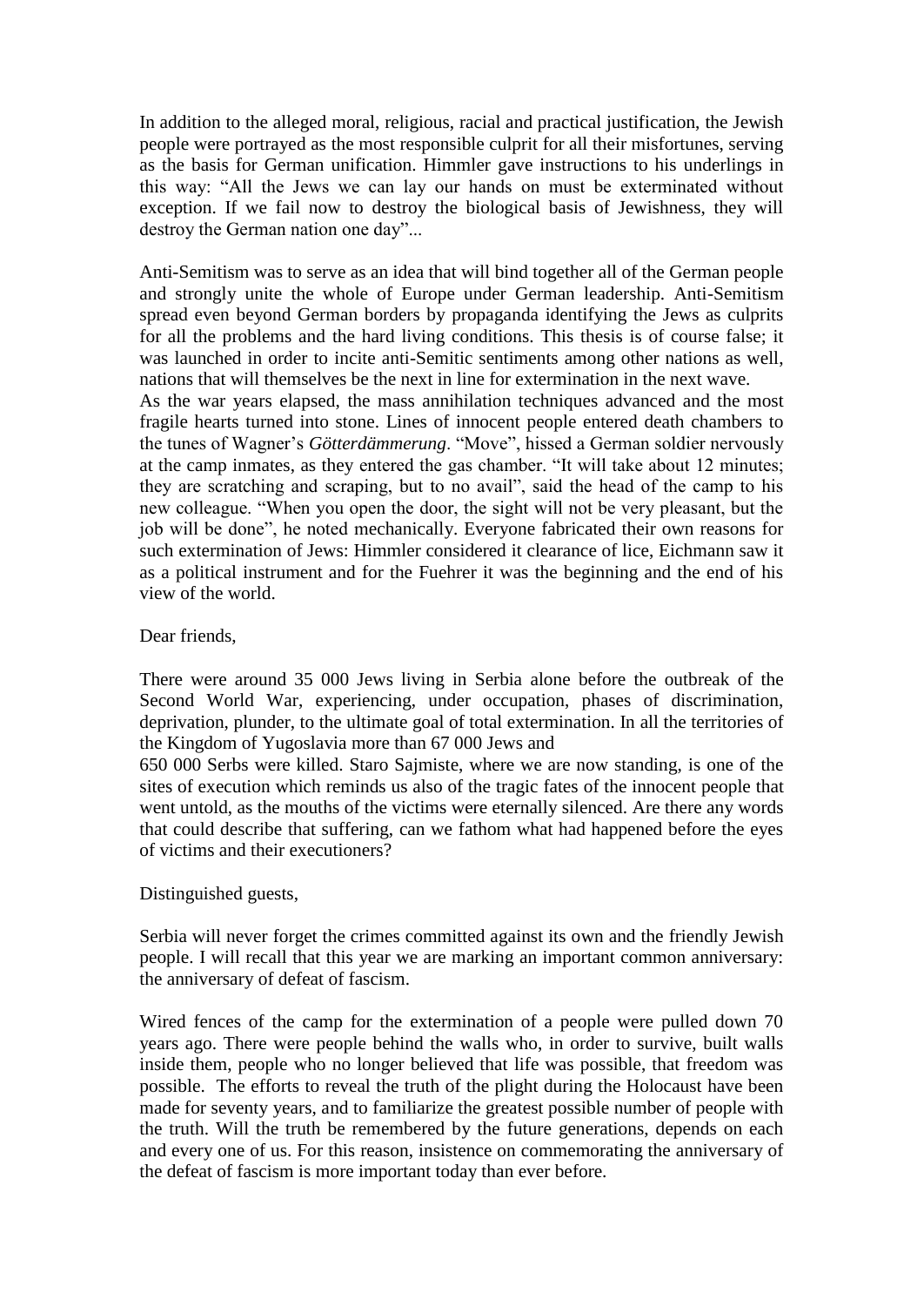In addition to the alleged moral, religious, racial and practical justification, the Jewish people were portrayed as the most responsible culprit for all their misfortunes, serving as the basis for German unification. Himmler gave instructions to his underlings in this way: "All the Jews we can lay our hands on must be exterminated without exception. If we fail now to destroy the biological basis of Jewishness, they will destroy the German nation one day"...

Anti-Semitism was to serve as an idea that will bind together all of the German people and strongly unite the whole of Europe under German leadership. Anti-Semitism spread even beyond German borders by propaganda identifying the Jews as culprits for all the problems and the hard living conditions. This thesis is of course false; it was launched in order to incite anti-Semitic sentiments among other nations as well, nations that will themselves be the next in line for extermination in the next wave.
As the war years elapsed, the mass annihilation techniques advanced and the most fragile hearts turned into stone. Lines of innocent people entered death chambers to the tunes of Wagner's *Götterdämmerung*. "Move", hissed a German soldier nervously at the camp inmates, as they entered the gas chamber. "It will take about 12 minutes; they are scratching and scraping, but to no avail", said the head of the camp to his new colleague. "When you open the door, the sight will not be very pleasant, but the job will be done", he noted mechanically. Everyone fabricated their own reasons for such extermination of Jews: Himmler considered it clearance of lice, Eichmann saw it as a political instrument and for the Fuehrer it was the beginning and the end of his view of the world.

Dear friends,

There were around 35 000 Jews living in Serbia alone before the outbreak of the Second World War, experiencing, under occupation, phases of discrimination, deprivation, plunder, to the ultimate goal of total extermination. In all the territories of the Kingdom of Yugoslavia more than 67 000 Jews and
650 000 Serbs were killed. Staro Sajmiste, where we are now standing, is one of the sites of execution which reminds us also of the tragic fates of the innocent people that went untold, as the mouths of the victims were eternally silenced. Are there any words that could describe that suffering, can we fathom what had happened before the eyes of victims and their executioners?

Distinguished guests,

Serbia will never forget the crimes committed against its own and the friendly Jewish people. I will recall that this year we are marking an important common anniversary: the anniversary of defeat of fascism.

Wired fences of the camp for the extermination of a people were pulled down 70 years ago. There were people behind the walls who, in order to survive, built walls inside them, people who no longer believed that life was possible, that freedom was possible. The efforts to reveal the truth of the plight during the Holocaust have been made for seventy years, and to familiarize the greatest possible number of people with the truth. Will the truth be remembered by the future generations, depends on each and every one of us. For this reason, insistence on commemorating the anniversary of the defeat of fascism is more important today than ever before.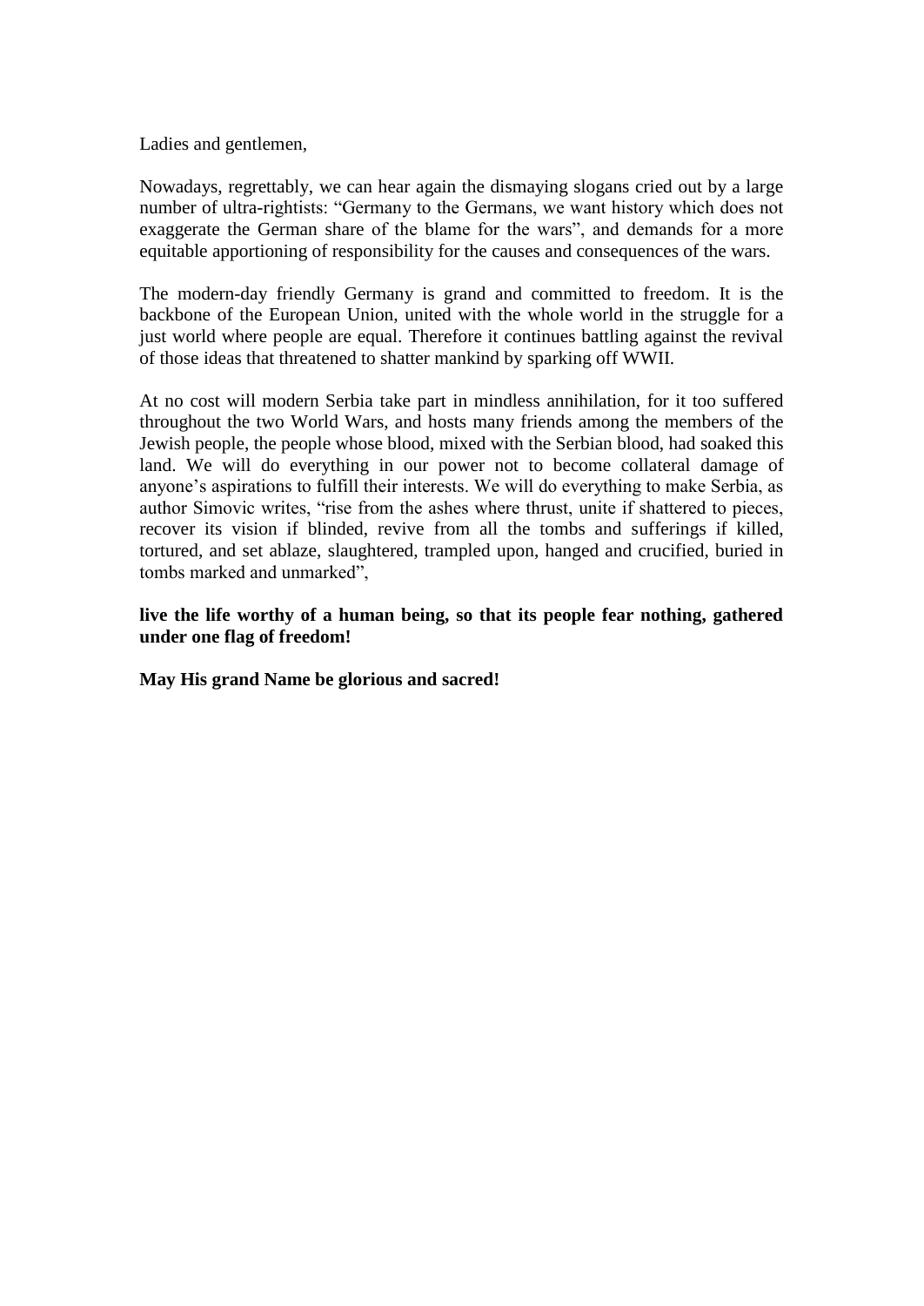Ladies and gentlemen,

Nowadays, regrettably, we can hear again the dismaying slogans cried out by a large number of ultra-rightists: "Germany to the Germans, we want history which does not exaggerate the German share of the blame for the wars", and demands for a more equitable apportioning of responsibility for the causes and consequences of the wars.

The modern-day friendly Germany is grand and committed to freedom. It is the backbone of the European Union, united with the whole world in the struggle for a just world where people are equal. Therefore it continues battling against the revival of those ideas that threatened to shatter mankind by sparking off WWII.

At no cost will modern Serbia take part in mindless annihilation, for it too suffered throughout the two World Wars, and hosts many friends among the members of the Jewish people, the people whose blood, mixed with the Serbian blood, had soaked this land. We will do everything in our power not to become collateral damage of anyone's aspirations to fulfill their interests. We will do everything to make Serbia, as author Simovic writes, "rise from the ashes where thrust, unite if shattered to pieces, recover its vision if blinded, revive from all the tombs and sufferings if killed, tortured, and set ablaze, slaughtered, trampled upon, hanged and crucified, buried in tombs marked and unmarked",

**live the life worthy of a human being, so that its people fear nothing, gathered under one flag of freedom!**

**May His grand Name be glorious and sacred!**